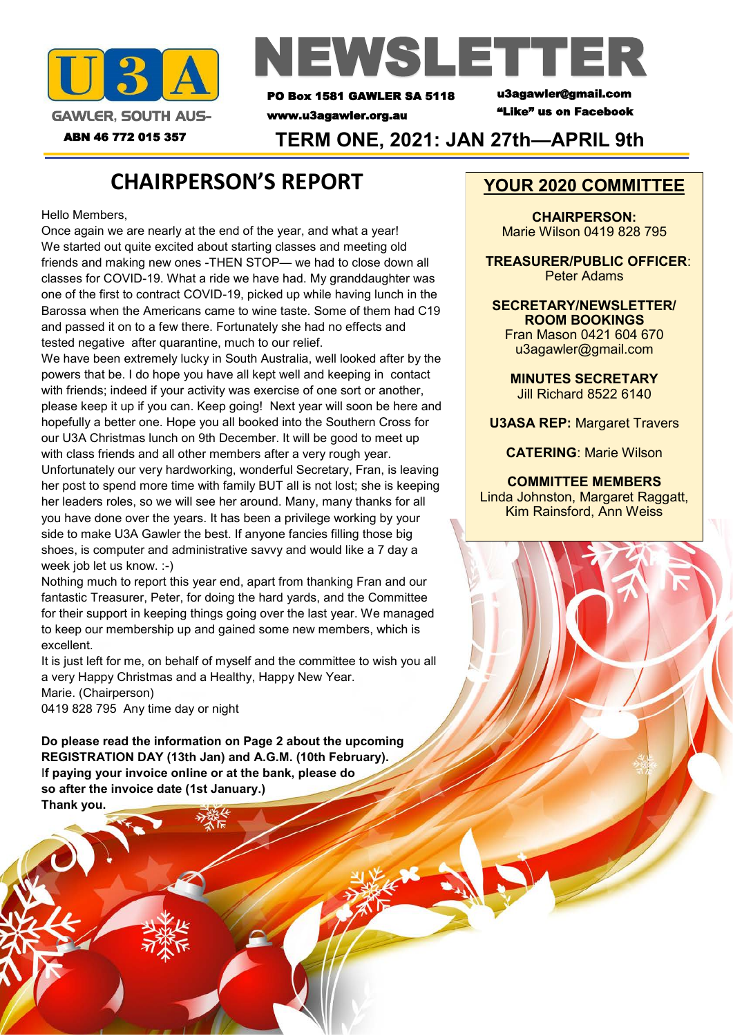U3A

GAWLER, SOUTH AUS-

ABN 46 772 015 357

# NEWSLETTER

PO Box 1581 GAWLER SA 5118

www.u3agawler.org.au

u3agawler@gmail.com

"Like" us on Facebook

## TERM ONE, 2021: JAN 27th—APRIL 9th

## CHAIRPERSON'S REPORT

Hello Members,

Once again we are nearly at the end of the year, and what a year! We started out quite excited about starting classes and meeting old friends and making new ones -THEN STOP— we had to close down all classes for COVID-19. What a ride we have had. My granddaughter was one of the first to contract COVID-19, picked up while having lunch in the Barossa when the Americans came to wine taste. Some of them had C19 and passed it on to a few there. Fortunately she had no effects and tested negative after quarantine, much to our relief.

We have been extremely lucky in South Australia, well looked after by the powers that be. I do hope you have all kept well and keeping in contact with friends; indeed if your activity was exercise of one sort or another, please keep it up if you can. Keep going! Next year will soon be here and hopefully a better one. Hope you all booked into the Southern Cross for our U3A Christmas lunch on 9th December. It will be good to meet up with class friends and all other members after a very rough year.

Unfortunately our very hardworking, wonderful Secretary, Fran, is leaving her post to spend more time with family BUT all is not lost; she is keeping her leaders roles, so we will see her around. Many, many thanks for all you have done over the years. It has been a privilege working by your side to make U3A Gawler the best. If anyone fancies filling those big shoes, is computer and administrative savvy and would like a 7 day a week job let us know. :-)

Nothing much to report this year end, apart from thanking Fran and our fantastic Treasurer, Peter, for doing the hard yards, and the Committee for their support in keeping things going over the last year. We managed to keep our membership up and gained some new members, which is excellent.

It is just left for me, on behalf of myself and the committee to wish you all a very Happy Christmas and a Healthy, Happy New Year.

Marie. (Chairperson)

0419 828 795 Any time day or night

**Do please read the information on Page 2 about the upcoming REGISTRATION DAY (13th Jan) and A.G.M. (10th February).**
**If paying your invoice online or at the bank, please do so after the invoice date (1st January.)**
**Thank you.**

## YOUR 2020 COMMITTEE

**CHAIRPERSON:**
Marie Wilson 0419 828 795

**TREASURER/PUBLIC OFFICER**:
Peter Adams

**SECRETARY/NEWSLETTER/ ROOM BOOKINGS**
Fran Mason 0421 604 670
u3agawler@gmail.com

**MINUTES SECRETARY**
Jill Richard 8522 6140

**U3ASA REP:** Margaret Travers

**CATERING**: Marie Wilson

**COMMITTEE MEMBERS**
Linda Johnston, Margaret Raggatt, Kim Rainsford, Ann Weiss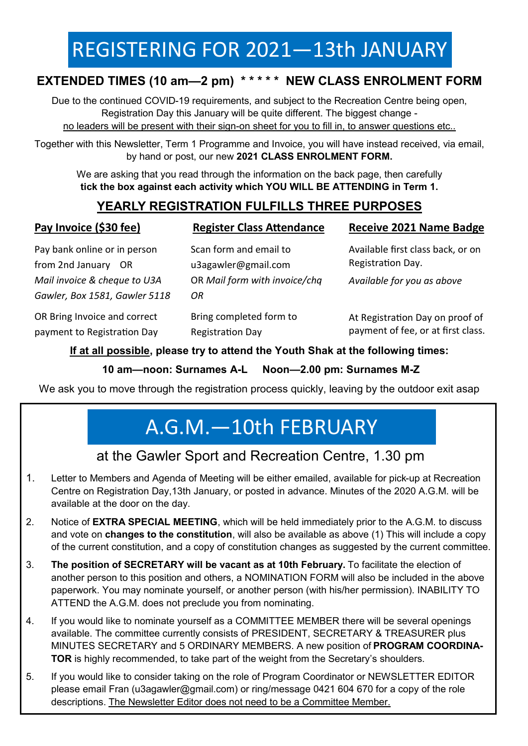# REGISTERING FOR 2021—13th JANUARY

**EXTENDED TIMES (10 am—2 pm) * * * * * NEW CLASS ENROLMENT FORM**

Due to the continued COVID-19 requirements, and subject to the Recreation Centre being open, Registration Day this January will be quite different. The biggest change - <u>no leaders will be present with their sign-on sheet for you to fill in, to answer questions etc..</u>

Together with this Newsletter, Term 1 Programme and Invoice, you will have instead received, via email, by hand or post, our new **2021 CLASS ENROLMENT FORM.**

We are asking that you read through the information on the back page, then carefully **tick the box against each activity which YOU WILL BE ATTENDING in Term 1.**

## YEARLY REGISTRATION FULFILLS THREE PURPOSES

| **Pay Invoice ($30 fee)** | **Register Class Attendance** | **Receive 2021 Name Badge** |
|---|---|---|
| Pay bank online or in person from 2nd January OR *Mail invoice & cheque to U3A Gawler, Box 1581, Gawler 5118* | Scan form and email to u3agawler@gmail.com OR *Mail form with invoice/chq OR* | Available first class back, or on Registration Day. *Available for you as above* |
| OR Bring Invoice and correct payment to Registration Day | Bring completed form to Registration Day | At Registration Day on proof of payment of fee, or at first class. |

**<u>If at all possible</u>, please try to attend the Youth Shak at the following times:**

**10 am—noon: Surnames A-L  Noon—2.00 pm: Surnames M-Z**

We ask you to move through the registration process quickly, leaving by the outdoor exit asap

# A.G.M.—10th FEBRUARY

## at the Gawler Sport and Recreation Centre, 1.30 pm

1. Letter to Members and Agenda of Meeting will be either emailed, available for pick-up at Recreation Centre on Registration Day,13th January, or posted in advance. Minutes of the 2020 A.G.M. will be available at the door on the day.
2. Notice of **EXTRA SPECIAL MEETING**, which will be held immediately prior to the A.G.M. to discuss and vote on **changes to the constitution**, will also be available as above (1) This will include a copy of the current constitution, and a copy of constitution changes as suggested by the current committee.
3. **The position of SECRETARY will be vacant as at 10th February.** To facilitate the election of another person to this position and others, a NOMINATION FORM will also be included in the above paperwork. You may nominate yourself, or another person (with his/her permission). INABILITY TO ATTEND the A.G.M. does not preclude you from nominating.
4. If you would like to nominate yourself as a COMMITTEE MEMBER there will be several openings available. The committee currently consists of PRESIDENT, SECRETARY & TREASURER plus MINUTES SECRETARY and 5 ORDINARY MEMBERS. A new position of **PROGRAM COORDINATOR** is highly recommended, to take part of the weight from the Secretary's shoulders.
5. If you would like to consider taking on the role of Program Coordinator or NEWSLETTER EDITOR please email Fran (u3agawler@gmail.com) or ring/message 0421 604 670 for a copy of the role descriptions. <u>The Newsletter Editor does not need to be a Committee Member.</u>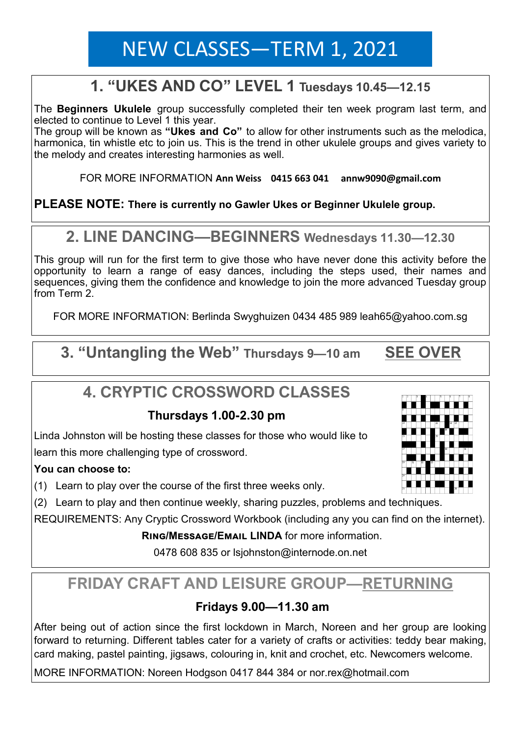# NEW CLASSES—TERM 1, 2021

## 1. "UKES AND CO" LEVEL 1 Tuesdays 10.45—12.15

The **Beginners Ukulele** group successfully completed their ten week program last term, and elected to continue to Level 1 this year.

The group will be known as **"Ukes and Co"** to allow for other instruments such as the melodica, harmonica, tin whistle etc to join us. This is the trend in other ukulele groups and gives variety to the melody and creates interesting harmonies as well.

FOR MORE INFORMATION **Ann Weiss 0415 663 041 annw9090@gmail.com**

**PLEASE NOTE: There is currently no Gawler Ukes or Beginner Ukulele group.**

## 2. LINE DANCING—BEGINNERS Wednesdays 11.30—12.30

This group will run for the first term to give those who have never done this activity before the opportunity to learn a range of easy dances, including the steps used, their names and sequences, giving them the confidence and knowledge to join the more advanced Tuesday group from Term 2.

FOR MORE INFORMATION: Berlinda Swyghuizen 0434 485 989 leah65@yahoo.com.sg

## 3. "Untangling the Web" Thursdays 9—10 am SEE OVER

## 4. CRYPTIC CROSSWORD CLASSES

**Thursdays 1.00-2.30 pm**

Linda Johnston will be hosting these classes for those who would like to learn this more challenging type of crossword.

**You can choose to:**

(1) Learn to play over the course of the first three weeks only.

(2) Learn to play and then continue weekly, sharing puzzles, problems and techniques.

REQUIREMENTS: Any Cryptic Crossword Workbook (including any you can find on the internet).

**RING/MESSAGE/EMAIL LINDA** for more information.

0478 608 835 or lsjohnston@internode.on.net

## FRIDAY CRAFT AND LEISURE GROUP—RETURNING

**Fridays 9.00—11.30 am**

After being out of action since the first lockdown in March, Noreen and her group are looking forward to returning. Different tables cater for a variety of crafts or activities: teddy bear making, card making, pastel painting, jigsaws, colouring in, knit and crochet, etc. Newcomers welcome.

MORE INFORMATION: Noreen Hodgson 0417 844 384 or nor.rex@hotmail.com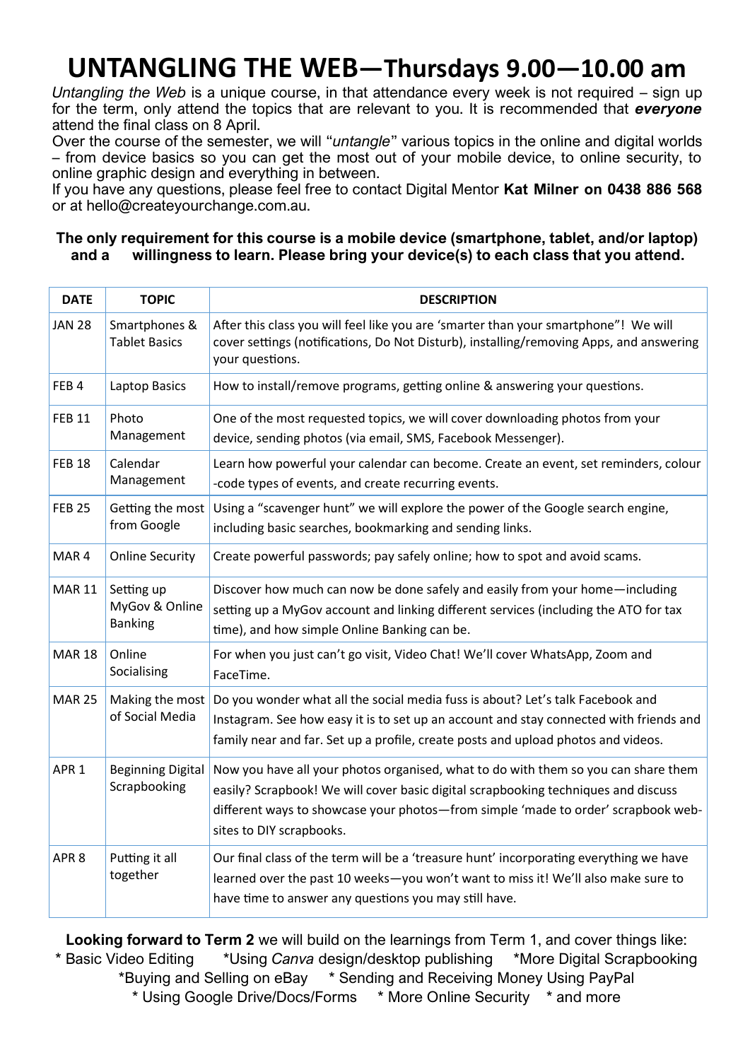# UNTANGLING THE WEB—Thursdays 9.00—10.00 am

*Untangling the Web* is a unique course, in that attendance every week is not required – sign up for the term, only attend the topics that are relevant to you. It is recommended that ***everyone*** attend the final class on 8 April.

Over the course of the semester, we will "*untangle*" various topics in the online and digital worlds – from device basics so you can get the most out of your mobile device, to online security, to online graphic design and everything in between.

If you have any questions, please feel free to contact Digital Mentor **Kat Milner on 0438 886 568** or at hello@createyourchange.com.au.

**The only requirement for this course is a mobile device (smartphone, tablet, and/or laptop) and a willingness to learn. Please bring your device(s) to each class that you attend.**

| DATE | TOPIC | DESCRIPTION |
|---|---|---|
| JAN 28 | Smartphones & Tablet Basics | After this class you will feel like you are 'smarter than your smartphone"! We will cover settings (notifications, Do Not Disturb), installing/removing Apps, and answering your questions. |
| FEB 4 | Laptop Basics | How to install/remove programs, getting online & answering your questions. |
| FEB 11 | Photo Management | One of the most requested topics, we will cover downloading photos from your device, sending photos (via email, SMS, Facebook Messenger). |
| FEB 18 | Calendar Management | Learn how powerful your calendar can become. Create an event, set reminders, colour -code types of events, and create recurring events. |
| FEB 25 | Getting the most from Google | Using a "scavenger hunt" we will explore the power of the Google search engine, including basic searches, bookmarking and sending links. |
| MAR 4 | Online Security | Create powerful passwords; pay safely online; how to spot and avoid scams. |
| MAR 11 | Setting up MyGov & Online Banking | Discover how much can now be done safely and easily from your home—including setting up a MyGov account and linking different services (including the ATO for tax time), and how simple Online Banking can be. |
| MAR 18 | Online Socialising | For when you just can't go visit, Video Chat! We'll cover WhatsApp, Zoom and FaceTime. |
| MAR 25 | Making the most of Social Media | Do you wonder what all the social media fuss is about? Let's talk Facebook and Instagram. See how easy it is to set up an account and stay connected with friends and family near and far. Set up a profile, create posts and upload photos and videos. |
| APR 1 | Beginning Digital Scrapbooking | Now you have all your photos organised, what to do with them so you can share them easily? Scrapbook! We will cover basic digital scrapbooking techniques and discuss different ways to showcase your photos—from simple 'made to order' scrapbook web-sites to DIY scrapbooks. |
| APR 8 | Putting it all together | Our final class of the term will be a 'treasure hunt' incorporating everything we have learned over the past 10 weeks—you won't want to miss it! We'll also make sure to have time to answer any questions you may still have. |

**Looking forward to Term 2** we will build on the learnings from Term 1, and cover things like:

* Basic Video Editing  *Using *Canva* design/desktop publishing  *More Digital Scrapbooking
*Buying and Selling on eBay  * Sending and Receiving Money Using PayPal
* Using Google Drive/Docs/Forms  * More Online Security  * and more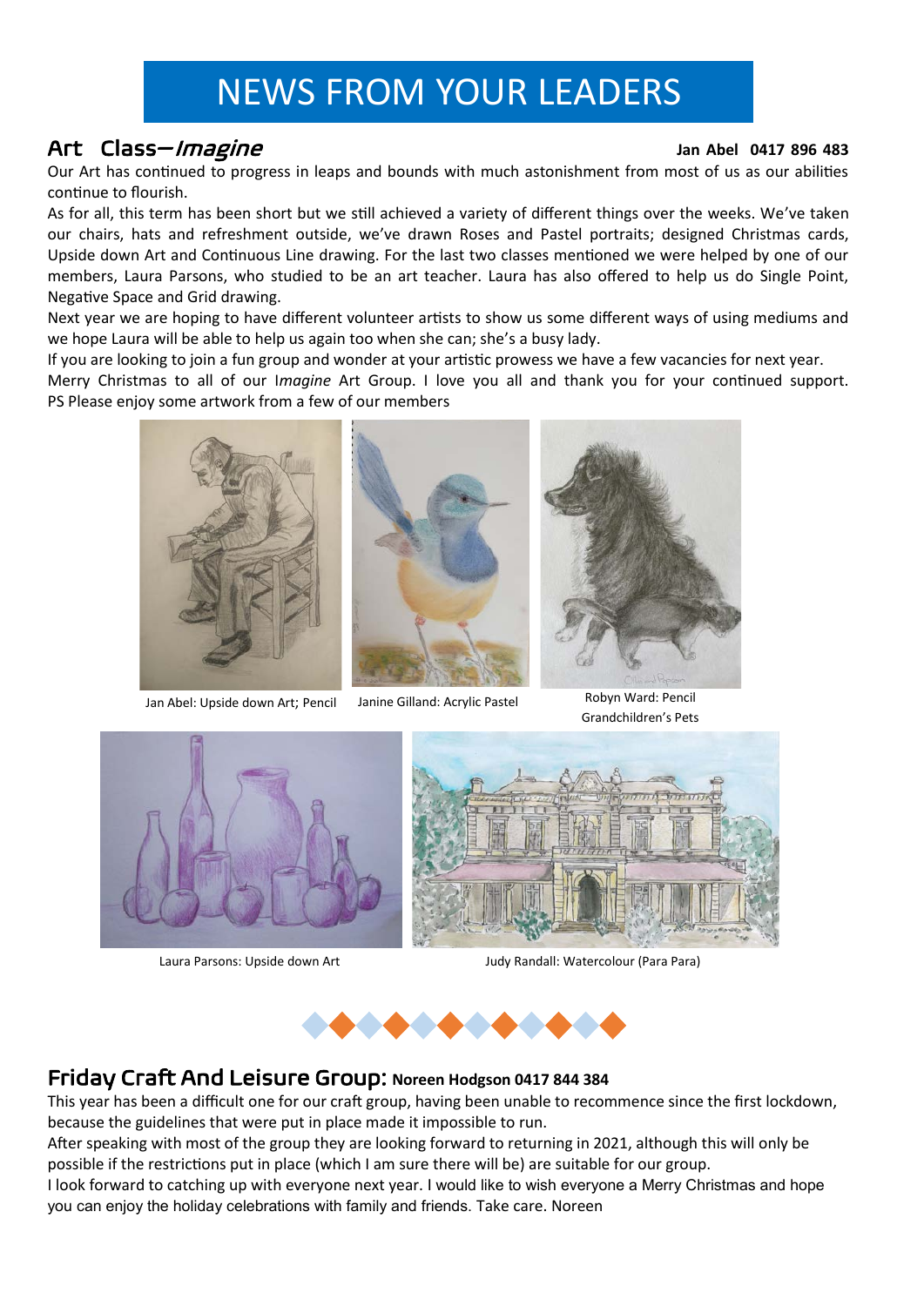# NEWS FROM YOUR LEADERS

## Art Class—*Imagine*

**Jan Abel 0417 896 483**

Our Art has continued to progress in leaps and bounds with much astonishment from most of us as our abilities continue to flourish.

As for all, this term has been short but we still achieved a variety of different things over the weeks. We've taken our chairs, hats and refreshment outside, we've drawn Roses and Pastel portraits; designed Christmas cards, Upside down Art and Continuous Line drawing. For the last two classes mentioned we were helped by one of our members, Laura Parsons, who studied to be an art teacher. Laura has also offered to help us do Single Point, Negative Space and Grid drawing.

Next year we are hoping to have different volunteer artists to show us some different ways of using mediums and we hope Laura will be able to help us again too when she can; she's a busy lady.

If you are looking to join a fun group and wonder at your artistic prowess we have a few vacancies for next year.

Merry Christmas to all of our I*magine* Art Group. I love you all and thank you for your continued support.

PS Please enjoy some artwork from a few of our members

Jan Abel: Upside down Art; Pencil

Janine Gilland: Acrylic Pastel

Robyn Ward: Pencil Grandchildren's Pets

Laura Parsons: Upside down Art

Judy Randall: Watercolour (Para Para)

## Friday Craft And Leisure Group: **Noreen Hodgson 0417 844 384**

This year has been a difficult one for our craft group, having been unable to recommence since the first lockdown, because the guidelines that were put in place made it impossible to run.

After speaking with most of the group they are looking forward to returning in 2021, although this will only be possible if the restrictions put in place (which I am sure there will be) are suitable for our group.

I look forward to catching up with everyone next year. I would like to wish everyone a Merry Christmas and hope you can enjoy the holiday celebrations with family and friends. Take care. Noreen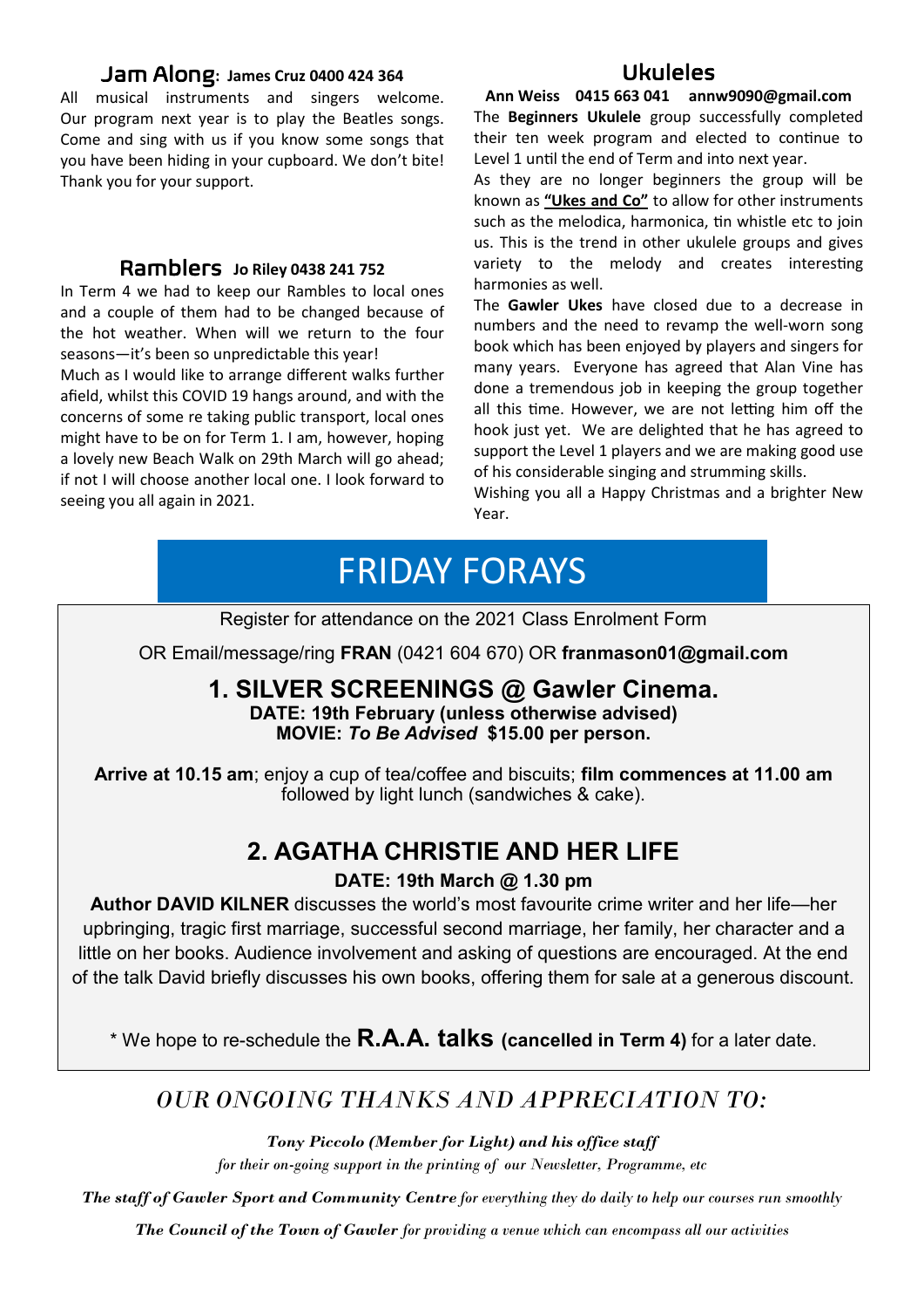## Jam Along: James Cruz 0400 424 364

All musical instruments and singers welcome. Our program next year is to play the Beatles songs. Come and sing with us if you know some songs that you have been hiding in your cupboard. We don't bite! Thank you for your support.

## Ramblers Jo Riley 0438 241 752

In Term 4 we had to keep our Rambles to local ones and a couple of them had to be changed because of the hot weather. When will we return to the four seasons—it's been so unpredictable this year!

Much as I would like to arrange different walks further afield, whilst this COVID 19 hangs around, and with the concerns of some re taking public transport, local ones might have to be on for Term 1. I am, however, hoping a lovely new Beach Walk on 29th March will go ahead; if not I will choose another local one. I look forward to seeing you all again in 2021.

## Ukuleles

**Ann Weiss 0415 663 041 annw9090@gmail.com**

The **Beginners Ukulele** group successfully completed their ten week program and elected to continue to Level 1 until the end of Term and into next year.

As they are no longer beginners the group will be known as **"Ukes and Co"** to allow for other instruments such as the melodica, harmonica, tin whistle etc to join us. This is the trend in other ukulele groups and gives variety to the melody and creates interesting harmonies as well.

The **Gawler Ukes** have closed due to a decrease in numbers and the need to revamp the well-worn song book which has been enjoyed by players and singers for many years. Everyone has agreed that Alan Vine has done a tremendous job in keeping the group together all this time. However, we are not letting him off the hook just yet. We are delighted that he has agreed to support the Level 1 players and we are making good use of his considerable singing and strumming skills.

Wishing you all a Happy Christmas and a brighter New Year.

# FRIDAY FORAYS

Register for attendance on the 2021 Class Enrolment Form

OR Email/message/ring **FRAN** (0421 604 670) OR **franmason01@gmail.com**

### 1. SILVER SCREENINGS @ Gawler Cinema.

**DATE: 19th February (unless otherwise advised)**
**MOVIE: *To Be Advised* $15.00 per person.**

**Arrive at 10.15 am**; enjoy a cup of tea/coffee and biscuits; **film commences at 11.00 am** followed by light lunch (sandwiches & cake).

### 2. AGATHA CHRISTIE AND HER LIFE

**DATE: 19th March @ 1.30 pm**

**Author DAVID KILNER** discusses the world's most favourite crime writer and her life—her upbringing, tragic first marriage, successful second marriage, her family, her character and a little on her books. Audience involvement and asking of questions are encouraged. At the end of the talk David briefly discusses his own books, offering them for sale at a generous discount.

\* We hope to re-schedule the **R.A.A. talks (cancelled in Term 4)** for a later date.

## *OUR ONGOING THANKS AND APPRECIATION TO:*

***Tony Piccolo (Member for Light) and his office staff***
*for their on-going support in the printing of our Newsletter, Programme, etc*

***The staff of Gawler Sport and Community Centre*** *for everything they do daily to help our courses run smoothly*

***The Council of the Town of Gawler*** *for providing a venue which can encompass all our activities*